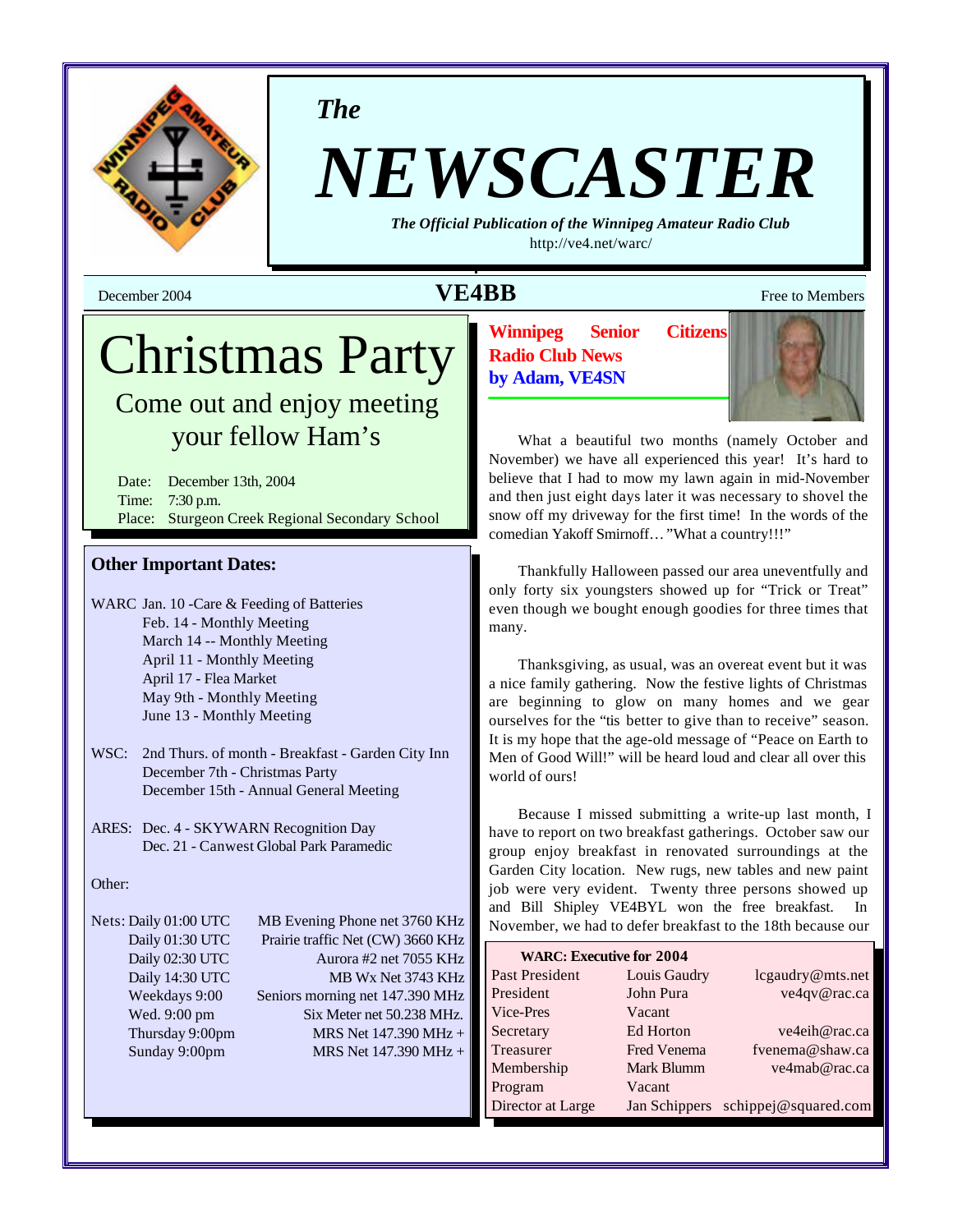*The*

# NEWSCASTER

***The Official Publication of the Winnipeg Amateur Radio Club***

http://ve4.net/warc/

December 2004 **VE4BB** Free to Members

# Christmas Party

## Come out and enjoy meeting your fellow Ham's

Date: December 13th, 2004

Time: 7:30 p.m.

Place: Sturgeon Creek Regional Secondary School

### Other Important Dates:

WARC Jan. 10 -Care & Feeding of Batteries
- Feb. 14 - Monthly Meeting
- March 14 -- Monthly Meeting
- April 11 - Monthly Meeting
- April 17 - Flea Market
- May 9th - Monthly Meeting
- June 13 - Monthly Meeting

WSC: 2nd Thurs. of month - Breakfast - Garden City Inn
- December 7th - Christmas Party
- December 15th - Annual General Meeting

ARES: Dec. 4 - SKYWARN Recognition Day
- Dec. 21 - Canwest Global Park Paramedic

Other:

| Nets: | |
|---|---|
| Daily 01:00 UTC | MB Evening Phone net 3760 KHz |
| Daily 01:30 UTC | Prairie traffic Net (CW) 3660 KHz |
| Daily 02:30 UTC | Aurora #2 net 7055 KHz |
| Daily 14:30 UTC | MB Wx Net 3743 KHz |
| Weekdays 9:00 | Seniors morning net 147.390 MHz |
| Wed. 9:00 pm | Six Meter net 50.238 MHz. |
| Thursday 9:00pm | MRS Net 147.390 MHz + |
| Sunday 9:00pm | MRS Net 147.390 MHz + |

## Winnipeg Senior Citizens Radio Club News
### by Adam, VE4SN

What a beautiful two months (namely October and November) we have all experienced this year! It's hard to believe that I had to mow my lawn again in mid-November and then just eight days later it was necessary to shovel the snow off my driveway for the first time! In the words of the comedian Yakoff Smirnoff…"What a country!!!"

Thankfully Halloween passed our area uneventfully and only forty six youngsters showed up for "Trick or Treat" even though we bought enough goodies for three times that many.

Thanksgiving, as usual, was an overeat event but it was a nice family gathering. Now the festive lights of Christmas are beginning to glow on many homes and we gear ourselves for the "tis better to give than to receive" season. It is my hope that the age-old message of "Peace on Earth to Men of Good Will!" will be heard loud and clear all over this world of ours!

Because I missed submitting a write-up last month, I have to report on two breakfast gatherings. October saw our group enjoy breakfast in renovated surroundings at the Garden City location. New rugs, new tables and new paint job were very evident. Twenty three persons showed up and Bill Shipley VE4BYL won the free breakfast. In November, we had to defer breakfast to the 18th because our

**WARC: Executive for 2004**

| Position | Name | Email |
|---|---|---|
| Past President | Louis Gaudry | lcgaudry@mts.net |
| President | John Pura | ve4qv@rac.ca |
| Vice-Pres | Vacant | |
| Secretary | Ed Horton | ve4eih@rac.ca |
| Treasurer | Fred Venema | fvenema@shaw.ca |
| Membership | Mark Blumm | ve4mab@rac.ca |
| Program | Vacant | |
| Director at Large | Jan Schippers | schippej@squared.com |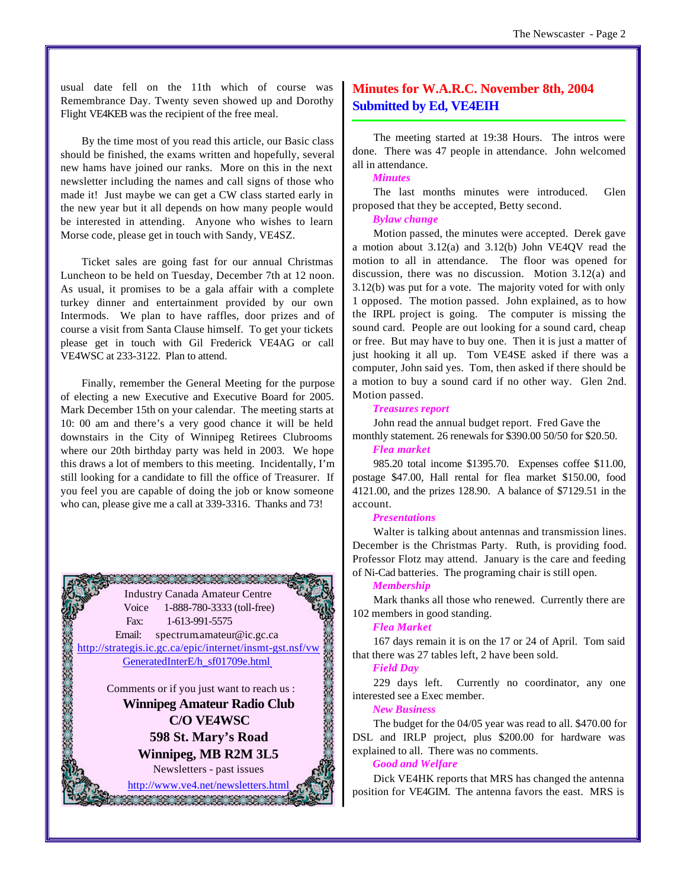usual date fell on the 11th which of course was Remembrance Day. Twenty seven showed up and Dorothy Flight VE4KEB was the recipient of the free meal.

By the time most of you read this article, our Basic class should be finished, the exams written and hopefully, several new hams have joined our ranks. More on this in the next newsletter including the names and call signs of those who made it! Just maybe we can get a CW class started early in the new year but it all depends on how many people would be interested in attending. Anyone who wishes to learn Morse code, please get in touch with Sandy, VE4SZ.

Ticket sales are going fast for our annual Christmas Luncheon to be held on Tuesday, December 7th at 12 noon. As usual, it promises to be a gala affair with a complete turkey dinner and entertainment provided by our own Intermods. We plan to have raffles, door prizes and of course a visit from Santa Clause himself. To get your tickets please get in touch with Gil Frederick VE4AG or call VE4WSC at 233-3122. Plan to attend.

Finally, remember the General Meeting for the purpose of electing a new Executive and Executive Board for 2005. Mark December 15th on your calendar. The meeting starts at 10: 00 am and there's a very good chance it will be held downstairs in the City of Winnipeg Retirees Clubrooms where our 20th birthday party was held in 2003. We hope this draws a lot of members to this meeting. Incidentally, I'm still looking for a candidate to fill the office of Treasurer. If you feel you are capable of doing the job or know someone who can, please give me a call at 339-3316. Thanks and 73!

Industry Canada Amateur Centre
Voice 1-888-780-3333 (toll-free)
Fax: 1-613-991-5575
Email: spectrum.amateur@ic.gc.ca
http://strategis.ic.gc.ca/epic/internet/insmt-gst.nsf/vwGeneratedInterE/h_sf01709e.html

Comments or if you just want to reach us :
**Winnipeg Amateur Radio Club**
**C/O VE4WSC**
**598 St. Mary's Road**
**Winnipeg, MB R2M 3L5**
Newsletters - past issues
http://www.ve4.net/newsletters.html

## Minutes for W.A.R.C. November 8th, 2004
## Submitted by Ed, VE4EIH

The meeting started at 19:38 Hours. The intros were done. There was 47 people in attendance. John welcomed all in attendance.

***Minutes***

The last months minutes were introduced. Glen proposed that they be accepted, Betty second.

***Bylaw change***

Motion passed, the minutes were accepted. Derek gave a motion about 3.12(a) and 3.12(b) John VE4QV read the motion to all in attendance. The floor was opened for discussion, there was no discussion. Motion 3.12(a) and 3.12(b) was put for a vote. The majority voted for with only 1 opposed. The motion passed. John explained, as to how the IRPL project is going. The computer is missing the sound card. People are out looking for a sound card, cheap or free. But may have to buy one. Then it is just a matter of just hooking it all up. Tom VE4SE asked if there was a computer, John said yes. Tom, then asked if there should be a motion to buy a sound card if no other way. Glen 2nd. Motion passed.

***Treasures report***

John read the annual budget report. Fred Gave the monthly statement. 26 renewals for $390.00 50/50 for $20.50.

***Flea market***

985.20 total income $1395.70. Expenses coffee $11.00, postage $47.00, Hall rental for flea market $150.00, food 4121.00, and the prizes 128.90. A balance of $7129.51 in the account.

***Presentations***

Walter is talking about antennas and transmission lines. December is the Christmas Party. Ruth, is providing food. Professor Flotz may attend. January is the care and feeding of Ni-Cad batteries. The programing chair is still open.

***Membership***

Mark thanks all those who renewed. Currently there are 102 members in good standing.

***Flea Market***

167 days remain it is on the 17 or 24 of April. Tom said that there was 27 tables left, 2 have been sold.

***Field Day***

229 days left. Currently no coordinator, any one interested see a Exec member.

***New Business***

The budget for the 04/05 year was read to all. $470.00 for DSL and IRLP project, plus $200.00 for hardware was explained to all. There was no comments.

***Good and Welfare***

Dick VE4HK reports that MRS has changed the antenna position for VE4GIM. The antenna favors the east. MRS is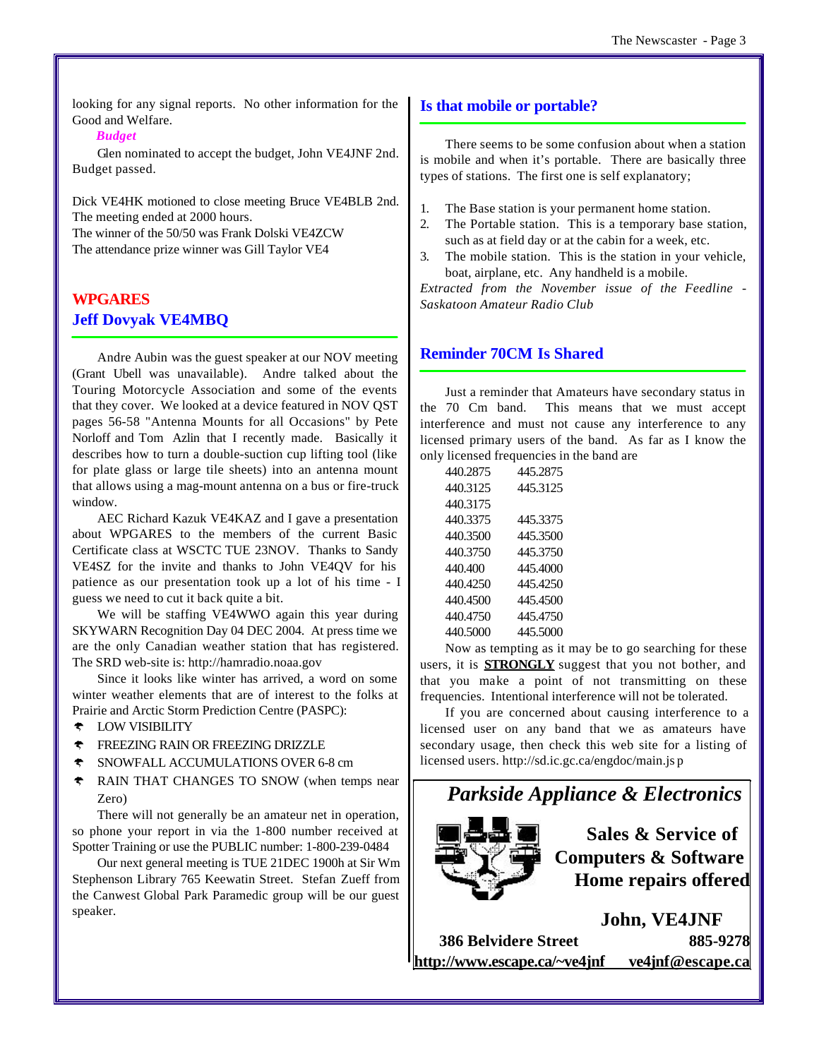looking for any signal reports. No other information for the Good and Welfare.

***Budget***

Glen nominated to accept the budget, John VE4JNF 2nd. Budget passed.

Dick VE4HK motioned to close meeting Bruce VE4BLB 2nd. The meeting ended at 2000 hours.
The winner of the 50/50 was Frank Dolski VE4ZCW
The attendance prize winner was Gill Taylor VE4

## WPGARES
## Jeff Dovyak VE4MBQ

Andre Aubin was the guest speaker at our NOV meeting (Grant Ubell was unavailable). Andre talked about the Touring Motorcycle Association and some of the events that they cover. We looked at a device featured in NOV QST pages 56-58 "Antenna Mounts for all Occasions" by Pete Norloff and Tom Azlin that I recently made. Basically it describes how to turn a double-suction cup lifting tool (like for plate glass or large tile sheets) into an antenna mount that allows using a mag-mount antenna on a bus or fire-truck window.

AEC Richard Kazuk VE4KAZ and I gave a presentation about WPGARES to the members of the current Basic Certificate class at WSCTC TUE 23NOV. Thanks to Sandy VE4SZ for the invite and thanks to John VE4QV for his patience as our presentation took up a lot of his time - I guess we need to cut it back quite a bit.

We will be staffing VE4WWO again this year during SKYWARN Recognition Day 04 DEC 2004. At press time we are the only Canadian weather station that has registered. The SRD web-site is: http://hamradio.noaa.gov

Since it looks like winter has arrived, a word on some winter weather elements that are of interest to the folks at Prairie and Arctic Storm Prediction Centre (PASPC):

- LOW VISIBILITY
- FREEZING RAIN OR FREEZING DRIZZLE
- SNOWFALL ACCUMULATIONS OVER 6-8 cm
- RAIN THAT CHANGES TO SNOW (when temps near Zero)

There will not generally be an amateur net in operation, so phone your report in via the 1-800 number received at Spotter Training or use the PUBLIC number: 1-800-239-0484

Our next general meeting is TUE 21DEC 1900h at Sir Wm Stephenson Library 765 Keewatin Street. Stefan Zueff from the Canwest Global Park Paramedic group will be our guest speaker.

## Is that mobile or portable?

There seems to be some confusion about when a station is mobile and when it's portable. There are basically three types of stations. The first one is self explanatory;

1. The Base station is your permanent home station.
2. The Portable station. This is a temporary base station, such as at field day or at the cabin for a week, etc.
3. The mobile station. This is the station in your vehicle, boat, airplane, etc. Any handheld is a mobile.

*Extracted from the November issue of the Feedline - Saskatoon Amateur Radio Club*

## Reminder 70CM Is Shared

Just a reminder that Amateurs have secondary status in the 70 Cm band. This means that we must accept interference and must not cause any interference to any licensed primary users of the band. As far as I know the only licensed frequencies in the band are

| | |
|---|---|
| 440.2875 | 445.2875 |
| 440.3125 | 445.3125 |
| 440.3175 | |
| 440.3375 | 445.3375 |
| 440.3500 | 445.3500 |
| 440.3750 | 445.3750 |
| 440.400 | 445.4000 |
| 440.4250 | 445.4250 |
| 440.4500 | 445.4500 |
| 440.4750 | 445.4750 |
| 440.5000 | 445.5000 |

Now as tempting as it may be to go searching for these users, it is **STRONGLY** suggest that you not bother, and that you make a point of not transmitting on these frequencies. Intentional interference will not be tolerated.

If you are concerned about causing interference to a licensed user on any band that we as amateurs have secondary usage, then check this web site for a listing of licensed users. http://sd.ic.gc.ca/engdoc/main.jsp

***Parkside Appliance & Electronics***

**Sales & Service of Computers & Software Home repairs offered**

**John, VE4JNF**

**386 Belvidere Street** **885-9278**

**http://www.escape.ca/~ve4jnf** **ve4jnf@escape.ca**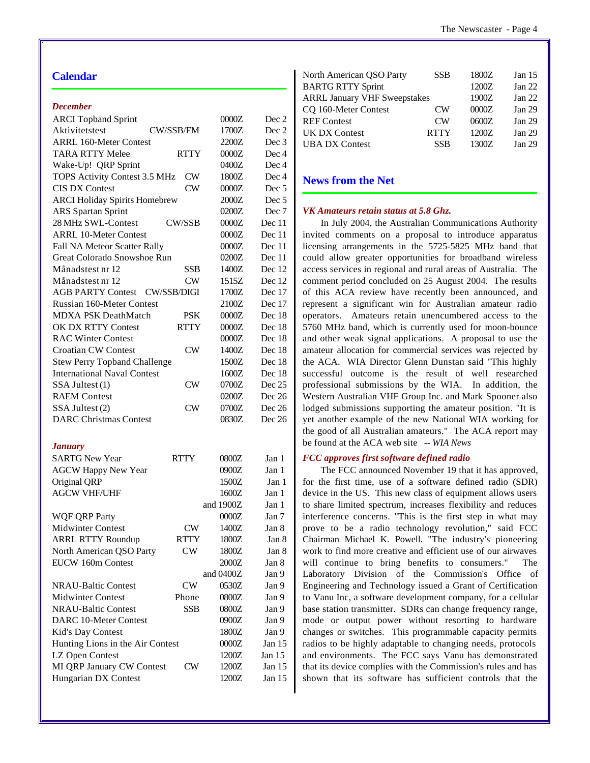## Calendar

### *December*

| Contest | Mode | Time | Date |
|---|---|---|---|
| ARCI Topband Sprint | | 0000Z | Dec 2 |
| Aktivitetstest | CW/SSB/FM | 1700Z | Dec 2 |
| ARRL 160-Meter Contest | | 2200Z | Dec 3 |
| TARA RTTY Melee | RTTY | 0000Z | Dec 4 |
| Wake-Up! QRP Sprint | | 0400Z | Dec 4 |
| TOPS Activity Contest 3.5 MHz | CW | 1800Z | Dec 4 |
| CIS DX Contest | CW | 0000Z | Dec 5 |
| ARCI Holiday Spirits Homebrew | | 2000Z | Dec 5 |
| ARS Spartan Sprint | | 0200Z | Dec 7 |
| 28 MHz SWL-Contest | CW/SSB | 0000Z | Dec 11 |
| ARRL 10-Meter Contest | | 0000Z | Dec 11 |
| Fall NA Meteor Scatter Rally | | 0000Z | Dec 11 |
| Great Colorado Snowshoe Run | | 0200Z | Dec 11 |
| Månadstest nr 12 | SSB | 1400Z | Dec 12 |
| Månadstest nr 12 | CW | 1515Z | Dec 12 |
| AGB PARTY Contest | CW/SSB/DIGI | 1700Z | Dec 17 |
| Russian 160-Meter Contest | | 2100Z | Dec 17 |
| MDXA PSK DeathMatch | PSK | 0000Z | Dec 18 |
| OK DX RTTY Contest | RTTY | 0000Z | Dec 18 |
| RAC Winter Contest | | 0000Z | Dec 18 |
| Croatian CW Contest | CW | 1400Z | Dec 18 |
| Stew Perry Topband Challenge | | 1500Z | Dec 18 |
| International Naval Contest | | 1600Z | Dec 18 |
| SSA Jultest (1) | CW | 0700Z | Dec 25 |
| RAEM Contest | | 0200Z | Dec 26 |
| SSA Jultest (2) | CW | 0700Z | Dec 26 |
| DARC Christmas Contest | | 0830Z | Dec 26 |

### *January*

| Contest | Mode | Time | Date |
|---|---|---|---|
| SARTG New Year | RTTY | 0800Z | Jan 1 |
| AGCW Happy New Year | | 0900Z | Jan 1 |
| Original QRP | | 1500Z | Jan 1 |
| AGCW VHF/UHF | | 1600Z | Jan 1 |
| | | and 1900Z | Jan 1 |
| WQF QRP Party | | 0000Z | Jan 7 |
| Midwinter Contest | CW | 1400Z | Jan 8 |
| ARRL RTTY Roundup | RTTY | 1800Z | Jan 8 |
| North American QSO Party | CW | 1800Z | Jan 8 |
| EUCW 160m Contest | | 2000Z | Jan 8 |
| | | and 0400Z | Jan 9 |
| NRAU-Baltic Contest | CW | 0530Z | Jan 9 |
| Midwinter Contest | Phone | 0800Z | Jan 9 |
| NRAU-Baltic Contest | SSB | 0800Z | Jan 9 |
| DARC 10-Meter Contest | | 0900Z | Jan 9 |
| Kid's Day Contest | | 1800Z | Jan 9 |
| Hunting Lions in the Air Contest | | 0000Z | Jan 15 |
| LZ Open Contest | | 1200Z | Jan 15 |
| MI QRP January CW Contest | CW | 1200Z | Jan 15 |
| Hungarian DX Contest | | 1200Z | Jan 15 |
| North American QSO Party | SSB | 1800Z | Jan 15 |
| BARTG RTTY Sprint | | 1200Z | Jan 22 |
| ARRL January VHF Sweepstakes | | 1900Z | Jan 22 |
| CQ 160-Meter Contest | CW | 0000Z | Jan 29 |
| REF Contest | CW | 0600Z | Jan 29 |
| UK DX Contest | RTTY | 1200Z | Jan 29 |
| UBA DX Contest | SSB | 1300Z | Jan 29 |

## News from the Net

### *VK Amateurs retain status at 5.8 Ghz.*

In July 2004, the Australian Communications Authority invited comments on a proposal to introduce apparatus licensing arrangements in the 5725-5825 MHz band that could allow greater opportunities for broadband wireless access services in regional and rural areas of Australia. The comment period concluded on 25 August 2004. The results of this ACA review have recently been announced, and represent a significant win for Australian amateur radio operators. Amateurs retain unencumbered access to the 5760 MHz band, which is currently used for moon-bounce and other weak signal applications. A proposal to use the amateur allocation for commercial services was rejected by the ACA. WIA Director Glenn Dunstan said "This highly successful outcome is the result of well researched professional submissions by the WIA. In addition, the Western Australian VHF Group Inc. and Mark Spooner also lodged submissions supporting the amateur position. "It is yet another example of the new National WIA working for the good of all Australian amateurs." The ACA report may be found at the ACA web site -- *WIA News*

### *FCC approves first software defined radio*

The FCC announced November 19 that it has approved, for the first time, use of a software defined radio (SDR) device in the US. This new class of equipment allows users to share limited spectrum, increases flexibility and reduces interference concerns. "This is the first step in what may prove to be a radio technology revolution," said FCC Chairman Michael K. Powell. "The industry's pioneering work to find more creative and efficient use of our airwaves will continue to bring benefits to consumers." The Laboratory Division of the Commission's Office of Engineering and Technology issued a Grant of Certification to Vanu Inc, a software development company, for a cellular base station transmitter. SDRs can change frequency range, mode or output power without resorting to hardware changes or switches. This programmable capacity permits radios to be highly adaptable to changing needs, protocols and environments. The FCC says Vanu has demonstrated that its device complies with the Commission's rules and has shown that its software has sufficient controls that the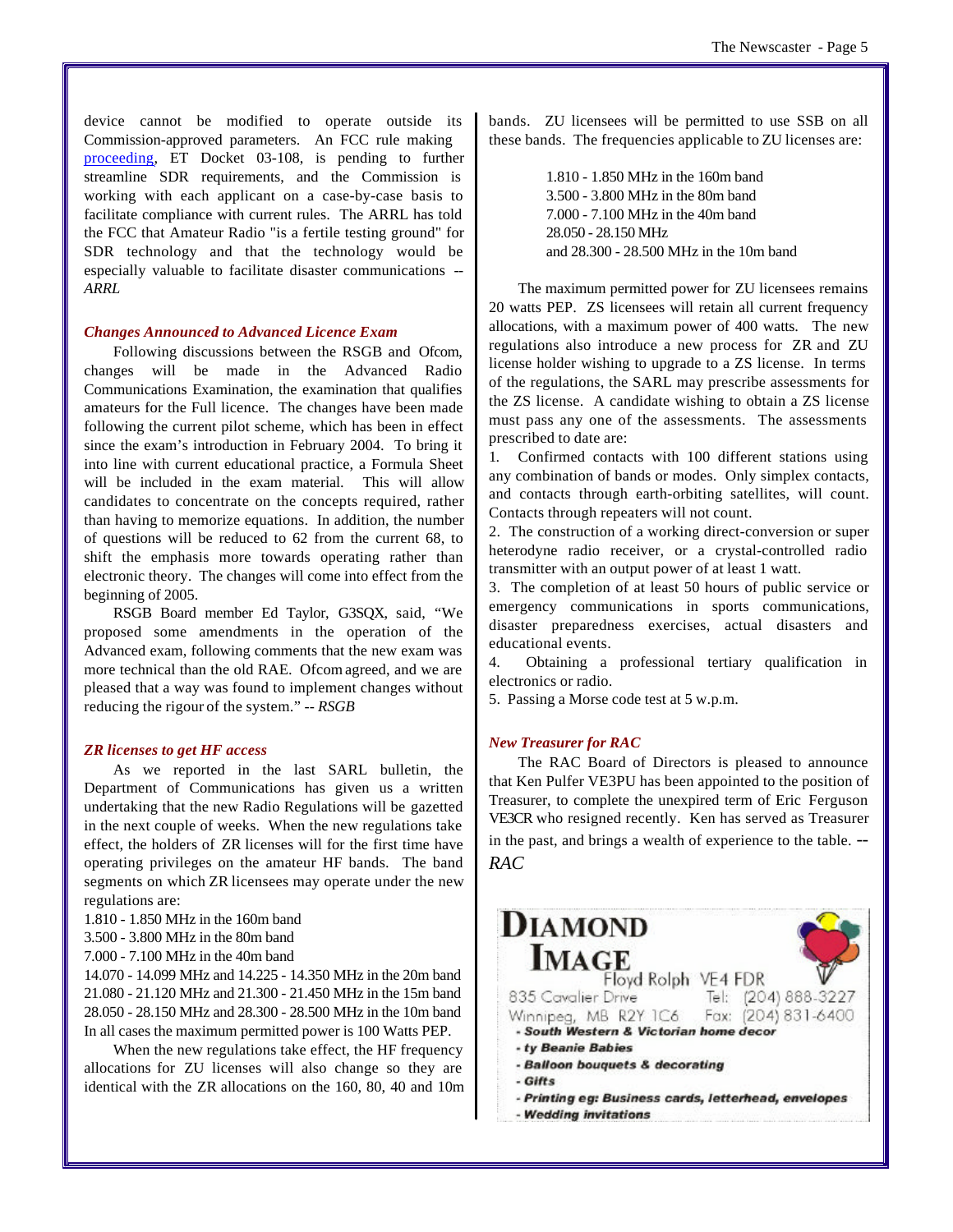device cannot be modified to operate outside its Commission-approved parameters. An FCC rule making proceeding, ET Docket 03-108, is pending to further streamline SDR requirements, and the Commission is working with each applicant on a case-by-case basis to facilitate compliance with current rules. The ARRL has told the FCC that Amateur Radio "is a fertile testing ground" for SDR technology and that the technology would be especially valuable to facilitate disaster communications -- *ARRL*

### *Changes Announced to Advanced Licence Exam*

Following discussions between the RSGB and Ofcom, changes will be made in the Advanced Radio Communications Examination, the examination that qualifies amateurs for the Full licence. The changes have been made following the current pilot scheme, which has been in effect since the exam's introduction in February 2004. To bring it into line with current educational practice, a Formula Sheet will be included in the exam material. This will allow candidates to concentrate on the concepts required, rather than having to memorize equations. In addition, the number of questions will be reduced to 62 from the current 68, to shift the emphasis more towards operating rather than electronic theory. The changes will come into effect from the beginning of 2005.

RSGB Board member Ed Taylor, G3SQX, said, "We proposed some amendments in the operation of the Advanced exam, following comments that the new exam was more technical than the old RAE. Ofcom agreed, and we are pleased that a way was found to implement changes without reducing the rigour of the system." -- *RSGB*

### *ZR licenses to get HF access*

As we reported in the last SARL bulletin, the Department of Communications has given us a written undertaking that the new Radio Regulations will be gazetted in the next couple of weeks. When the new regulations take effect, the holders of ZR licenses will for the first time have operating privileges on the amateur HF bands. The band segments on which ZR licensees may operate under the new regulations are:

1.810 - 1.850 MHz in the 160m band
3.500 - 3.800 MHz in the 80m band
7.000 - 7.100 MHz in the 40m band
14.070 - 14.099 MHz and 14.225 - 14.350 MHz in the 20m band
21.080 - 21.120 MHz and 21.300 - 21.450 MHz in the 15m band
28.050 - 28.150 MHz and 28.300 - 28.500 MHz in the 10m band
In all cases the maximum permitted power is 100 Watts PEP.

When the new regulations take effect, the HF frequency allocations for ZU licenses will also change so they are identical with the ZR allocations on the 160, 80, 40 and 10m bands. ZU licensees will be permitted to use SSB on all these bands. The frequencies applicable to ZU licenses are:

1.810 - 1.850 MHz in the 160m band
3.500 - 3.800 MHz in the 80m band
7.000 - 7.100 MHz in the 40m band
28.050 - 28.150 MHz
and 28.300 - 28.500 MHz in the 10m band

The maximum permitted power for ZU licensees remains 20 watts PEP. ZS licensees will retain all current frequency allocations, with a maximum power of 400 watts. The new regulations also introduce a new process for ZR and ZU license holder wishing to upgrade to a ZS license. In terms of the regulations, the SARL may prescribe assessments for the ZS license. A candidate wishing to obtain a ZS license must pass any one of the assessments. The assessments prescribed to date are:

1. Confirmed contacts with 100 different stations using any combination of bands or modes. Only simplex contacts, and contacts through earth-orbiting satellites, will count. Contacts through repeaters will not count.
2. The construction of a working direct-conversion or super heterodyne radio receiver, or a crystal-controlled radio transmitter with an output power of at least 1 watt.
3. The completion of at least 50 hours of public service or emergency communications in sports communications, disaster preparedness exercises, actual disasters and educational events.
4. Obtaining a professional tertiary qualification in electronics or radio.
5. Passing a Morse code test at 5 w.p.m.

### *New Treasurer for RAC*

The RAC Board of Directors is pleased to announce that Ken Pulfer VE3PU has been appointed to the position of Treasurer, to complete the unexpired term of Eric Ferguson VE3CR who resigned recently. Ken has served as Treasurer in the past, and brings a wealth of experience to the table. -- *RAC*

**DIAMOND IMAGE**
Floyd Rolph VE4 FDR
835 Cavalier Drive Tel: (204) 888-3227
Winnipeg, MB R2Y 1C6 Fax: (204) 831-6400

- ***South Western & Victorian home decor***
- ***ty Beanie Babies***
- ***Balloon bouquets & decorating***
- ***Gifts***
- ***Printing eg: Business cards, letterhead, envelopes***
- ***Wedding invitations***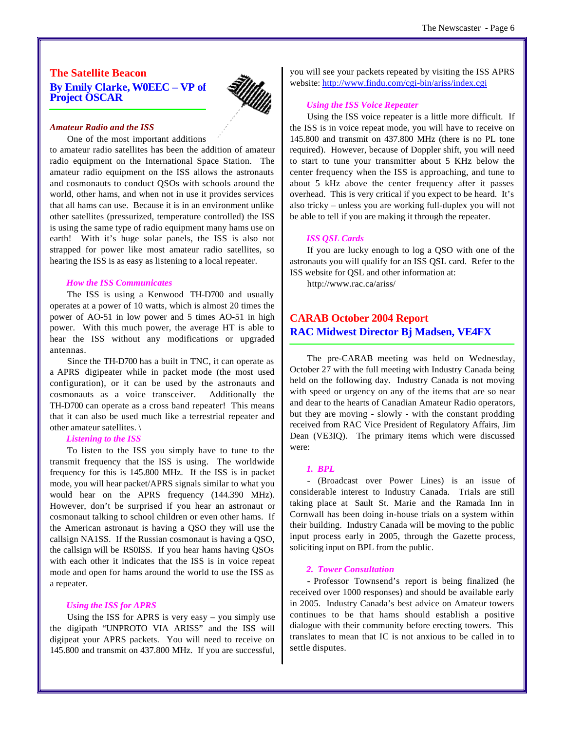## The Satellite Beacon

### By Emily Clarke, W0EEC – VP of Project OSCAR

*Amateur Radio and the ISS*

One of the most important additions to amateur radio satellites has been the addition of amateur radio equipment on the International Space Station. The amateur radio equipment on the ISS allows the astronauts and cosmonauts to conduct QSOs with schools around the world, other hams, and when not in use it provides services that all hams can use. Because it is in an environment unlike other satellites (pressurized, temperature controlled) the ISS is using the same type of radio equipment many hams use on earth! With it's huge solar panels, the ISS is also not strapped for power like most amateur radio satellites, so hearing the ISS is as easy as listening to a local repeater.

*How the ISS Communicates*

The ISS is using a Kenwood TH-D700 and usually operates at a power of 10 watts, which is almost 20 times the power of AO-51 in low power and 5 times AO-51 in high power. With this much power, the average HT is able to hear the ISS without any modifications or upgraded antennas.

Since the TH-D700 has a built in TNC, it can operate as a APRS digipeater while in packet mode (the most used configuration), or it can be used by the astronauts and cosmonauts as a voice transceiver. Additionally the TH-D700 can operate as a cross band repeater! This means that it can also be used much like a terrestrial repeater and other amateur satellites. \

*Listening to the ISS*

To listen to the ISS you simply have to tune to the transmit frequency that the ISS is using. The worldwide frequency for this is 145.800 MHz. If the ISS is in packet mode, you will hear packet/APRS signals similar to what you would hear on the APRS frequency (144.390 MHz). However, don't be surprised if you hear an astronaut or cosmonaut talking to school children or even other hams. If the American astronaut is having a QSO they will use the callsign NA1SS. If the Russian cosmonaut is having a QSO, the callsign will be RS0ISS. If you hear hams having QSOs with each other it indicates that the ISS is in voice repeat mode and open for hams around the world to use the ISS as a repeater.

*Using the ISS for APRS*

Using the ISS for APRS is very easy – you simply use the digipath "UNPROTO VIA ARISS" and the ISS will digipeat your APRS packets. You will need to receive on 145.800 and transmit on 437.800 MHz. If you are successful, you will see your packets repeated by visiting the ISS APRS website: http://www.findu.com/cgi-bin/ariss/index.cgi

*Using the ISS Voice Repeater*

Using the ISS voice repeater is a little more difficult. If the ISS is in voice repeat mode, you will have to receive on 145.800 and transmit on 437.800 MHz (there is no PL tone required). However, because of Doppler shift, you will need to start to tune your transmitter about 5 KHz below the center frequency when the ISS is approaching, and tune to about 5 kHz above the center frequency after it passes overhead. This is very critical if you expect to be heard. It's also tricky – unless you are working full-duplex you will not be able to tell if you are making it through the repeater.

*ISS QSL Cards*

If you are lucky enough to log a QSO with one of the astronauts you will qualify for an ISS QSL card. Refer to the ISS website for QSL and other information at:

http://www.rac.ca/ariss/

## CARAB October 2004 Report

### RAC Midwest Director Bj Madsen, VE4FX

The pre-CARAB meeting was held on Wednesday, October 27 with the full meeting with Industry Canada being held on the following day. Industry Canada is not moving with speed or urgency on any of the items that are so near and dear to the hearts of Canadian Amateur Radio operators, but they are moving - slowly - with the constant prodding received from RAC Vice President of Regulatory Affairs, Jim Dean (VE3IQ). The primary items which were discussed were:

*1. BPL*

- (Broadcast over Power Lines) is an issue of considerable interest to Industry Canada. Trials are still taking place at Sault St. Marie and the Ramada Inn in Cornwall has been doing in-house trials on a system within their building. Industry Canada will be moving to the public input process early in 2005, through the Gazette process, soliciting input on BPL from the public.

*2. Tower Consultation*

- Professor Townsend's report is being finalized (he received over 1000 responses) and should be available early in 2005. Industry Canada's best advice on Amateur towers continues to be that hams should establish a positive dialogue with their community before erecting towers. This translates to mean that IC is not anxious to be called in to settle disputes.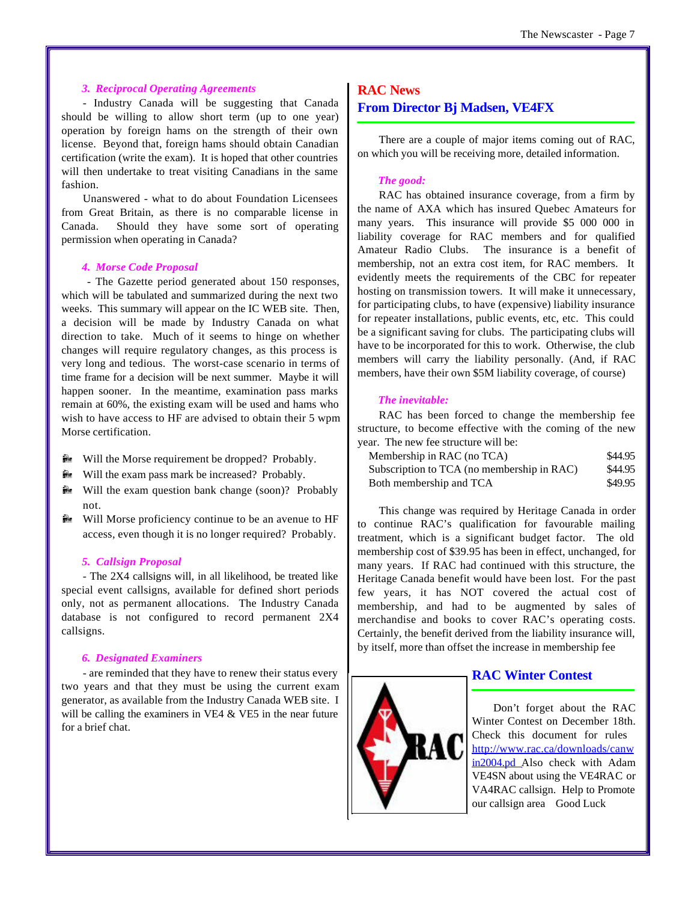### 3. Reciprocal Operating Agreements

- Industry Canada will be suggesting that Canada should be willing to allow short term (up to one year) operation by foreign hams on the strength of their own license. Beyond that, foreign hams should obtain Canadian certification (write the exam). It is hoped that other countries will then undertake to treat visiting Canadians in the same fashion.

Unanswered - what to do about Foundation Licensees from Great Britain, as there is no comparable license in Canada. Should they have some sort of operating permission when operating in Canada?

### 4. Morse Code Proposal

- The Gazette period generated about 150 responses, which will be tabulated and summarized during the next two weeks. This summary will appear on the IC WEB site. Then, a decision will be made by Industry Canada on what direction to take. Much of it seems to hinge on whether changes will require regulatory changes, as this process is very long and tedious. The worst-case scenario in terms of time frame for a decision will be next summer. Maybe it will happen sooner. In the meantime, examination pass marks remain at 60%, the existing exam will be used and hams who wish to have access to HF are advised to obtain their 5 wpm Morse certification.

- Will the Morse requirement be dropped? Probably.
- Will the exam pass mark be increased? Probably.
- Will the exam question bank change (soon)? Probably not.
- Will Morse proficiency continue to be an avenue to HF access, even though it is no longer required? Probably.

### 5. Callsign Proposal

- The 2X4 callsigns will, in all likelihood, be treated like special event callsigns, available for defined short periods only, not as permanent allocations. The Industry Canada database is not configured to record permanent 2X4 callsigns.

### 6. Designated Examiners

- are reminded that they have to renew their status every two years and that they must be using the current exam generator, as available from the Industry Canada WEB site. I will be calling the examiners in VE4 & VE5 in the near future for a brief chat.

## RAC News
## From Director Bj Madsen, VE4FX

There are a couple of major items coming out of RAC, on which you will be receiving more, detailed information.

***The good:***

RAC has obtained insurance coverage, from a firm by the name of AXA which has insured Quebec Amateurs for many years. This insurance will provide $5 000 000 in liability coverage for RAC members and for qualified Amateur Radio Clubs. The insurance is a benefit of membership, not an extra cost item, for RAC members. It evidently meets the requirements of the CBC for repeater hosting on transmission towers. It will make it unnecessary, for participating clubs, to have (expensive) liability insurance for repeater installations, public events, etc, etc. This could be a significant saving for clubs. The participating clubs will have to be incorporated for this to work. Otherwise, the club members will carry the liability personally. (And, if RAC members, have their own $5M liability coverage, of course)

***The inevitable:***

RAC has been forced to change the membership fee structure, to become effective with the coming of the new year. The new fee structure will be:

| | |
|---|---|
| Membership in RAC (no TCA) | $44.95 |
| Subscription to TCA (no membership in RAC) | $44.95 |
| Both membership and TCA | $49.95 |

This change was required by Heritage Canada in order to continue RAC's qualification for favourable mailing treatment, which is a significant budget factor. The old membership cost of $39.95 has been in effect, unchanged, for many years. If RAC had continued with this structure, the Heritage Canada benefit would have been lost. For the past few years, it has NOT covered the actual cost of membership, and had to be augmented by sales of merchandise and books to cover RAC's operating costs. Certainly, the benefit derived from the liability insurance will, by itself, more than offset the increase in membership fee

## RAC Winter Contest

Don't forget about the RAC Winter Contest on December 18th. Check this document for rules http://www.rac.ca/downloads/canwin2004.pd Also check with Adam VE4SN about using the VE4RAC or VA4RAC callsign. Help to Promote our callsign area Good Luck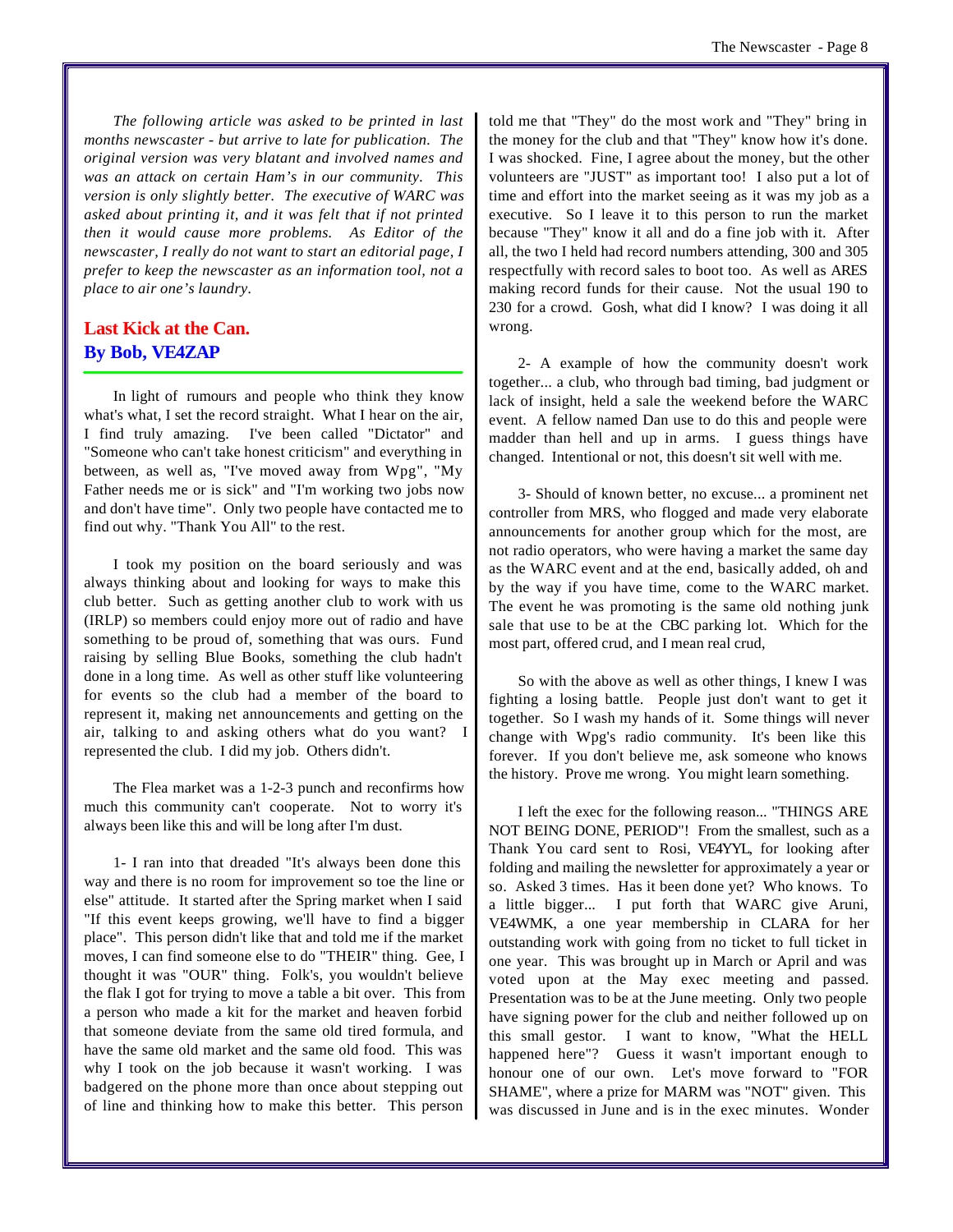*The following article was asked to be printed in last months newscaster - but arrive to late for publication. The original version was very blatant and involved names and was an attack on certain Ham's in our community. This version is only slightly better. The executive of WARC was asked about printing it, and it was felt that if not printed then it would cause more problems. As Editor of the newscaster, I really do not want to start an editorial page, I prefer to keep the newscaster as an information tool, not a place to air one's laundry.*

## Last Kick at the Can.
## By Bob, VE4ZAP

In light of rumours and people who think they know what's what, I set the record straight. What I hear on the air, I find truly amazing. I've been called "Dictator" and "Someone who can't take honest criticism" and everything in between, as well as, "I've moved away from Wpg", "My Father needs me or is sick" and "I'm working two jobs now and don't have time". Only two people have contacted me to find out why. "Thank You All" to the rest.

I took my position on the board seriously and was always thinking about and looking for ways to make this club better. Such as getting another club to work with us (IRLP) so members could enjoy more out of radio and have something to be proud of, something that was ours. Fund raising by selling Blue Books, something the club hadn't done in a long time. As well as other stuff like volunteering for events so the club had a member of the board to represent it, making net announcements and getting on the air, talking to and asking others what do you want? I represented the club. I did my job. Others didn't.

The Flea market was a 1-2-3 punch and reconfirms how much this community can't cooperate. Not to worry it's always been like this and will be long after I'm dust.

1- I ran into that dreaded "It's always been done this way and there is no room for improvement so toe the line or else" attitude. It started after the Spring market when I said "If this event keeps growing, we'll have to find a bigger place". This person didn't like that and told me if the market moves, I can find someone else to do "THEIR" thing. Gee, I thought it was "OUR" thing. Folk's, you wouldn't believe the flak I got for trying to move a table a bit over. This from a person who made a kit for the market and heaven forbid that someone deviate from the same old tired formula, and have the same old market and the same old food. This was why I took on the job because it wasn't working. I was badgered on the phone more than once about stepping out of line and thinking how to make this better. This person told me that "They" do the most work and "They" bring in the money for the club and that "They" know how it's done. I was shocked. Fine, I agree about the money, but the other volunteers are "JUST" as important too! I also put a lot of time and effort into the market seeing as it was my job as a executive. So I leave it to this person to run the market because "They" know it all and do a fine job with it. After all, the two I held had record numbers attending, 300 and 305 respectfully with record sales to boot too. As well as ARES making record funds for their cause. Not the usual 190 to 230 for a crowd. Gosh, what did I know? I was doing it all wrong.

2- A example of how the community doesn't work together... a club, who through bad timing, bad judgment or lack of insight, held a sale the weekend before the WARC event. A fellow named Dan use to do this and people were madder than hell and up in arms. I guess things have changed. Intentional or not, this doesn't sit well with me.

3- Should of known better, no excuse... a prominent net controller from MRS, who flogged and made very elaborate announcements for another group which for the most, are not radio operators, who were having a market the same day as the WARC event and at the end, basically added, oh and by the way if you have time, come to the WARC market. The event he was promoting is the same old nothing junk sale that use to be at the CBC parking lot. Which for the most part, offered crud, and I mean real crud,

So with the above as well as other things, I knew I was fighting a losing battle. People just don't want to get it together. So I wash my hands of it. Some things will never change with Wpg's radio community. It's been like this forever. If you don't believe me, ask someone who knows the history. Prove me wrong. You might learn something.

I left the exec for the following reason... "THINGS ARE NOT BEING DONE, PERIOD"! From the smallest, such as a Thank You card sent to Rosi, VE4YYL, for looking after folding and mailing the newsletter for approximately a year or so. Asked 3 times. Has it been done yet? Who knows. To a little bigger... I put forth that WARC give Aruni, VE4WMK, a one year membership in CLARA for her outstanding work with going from no ticket to full ticket in one year. This was brought up in March or April and was voted upon at the May exec meeting and passed. Presentation was to be at the June meeting. Only two people have signing power for the club and neither followed up on this small gestor. I want to know, "What the HELL happened here"? Guess it wasn't important enough to honour one of our own. Let's move forward to "FOR SHAME", where a prize for MARM was "NOT" given. This was discussed in June and is in the exec minutes. Wonder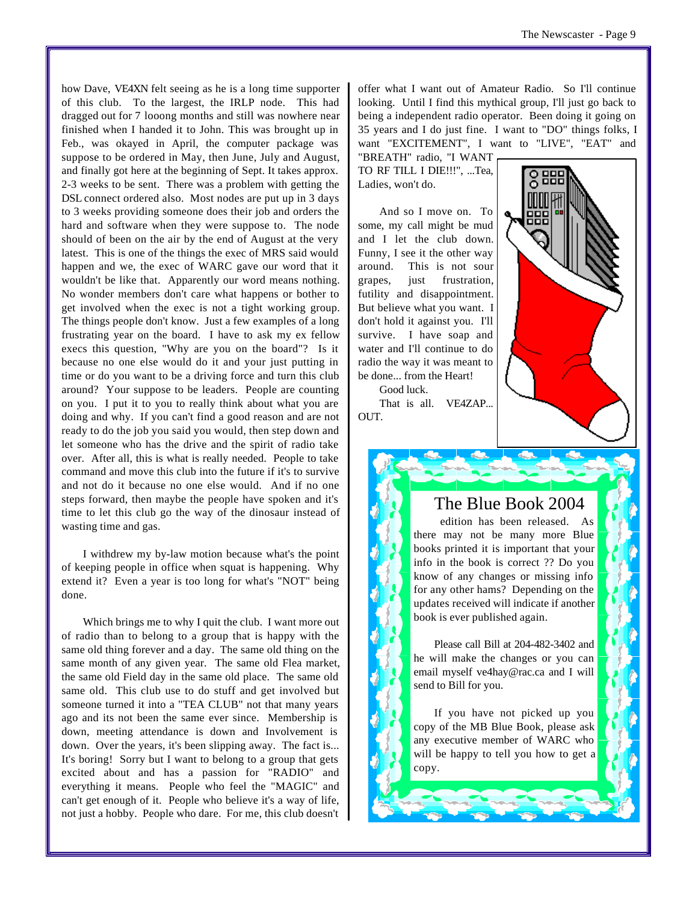how Dave, VE4XN felt seeing as he is a long time supporter of this club. To the largest, the IRLP node. This had dragged out for 7 looong months and still was nowhere near finished when I handed it to John. This was brought up in Feb., was okayed in April, the computer package was suppose to be ordered in May, then June, July and August, and finally got here at the beginning of Sept. It takes approx. 2-3 weeks to be sent. There was a problem with getting the DSL connect ordered also. Most nodes are put up in 3 days to 3 weeks providing someone does their job and orders the hard and software when they were suppose to. The node should of been on the air by the end of August at the very latest. This is one of the things the exec of MRS said would happen and we, the exec of WARC gave our word that it wouldn't be like that. Apparently our word means nothing. No wonder members don't care what happens or bother to get involved when the exec is not a tight working group. The things people don't know. Just a few examples of a long frustrating year on the board. I have to ask my ex fellow execs this question, "Why are you on the board"? Is it because no one else would do it and your just putting in time or do you want to be a driving force and turn this club around? Your suppose to be leaders. People are counting on you. I put it to you to really think about what you are doing and why. If you can't find a good reason and are not ready to do the job you said you would, then step down and let someone who has the drive and the spirit of radio take over. After all, this is what is really needed. People to take command and move this club into the future if it's to survive and not do it because no one else would. And if no one steps forward, then maybe the people have spoken and it's time to let this club go the way of the dinosaur instead of wasting time and gas.

I withdrew my by-law motion because what's the point of keeping people in office when squat is happening. Why extend it? Even a year is too long for what's "NOT" being done.

Which brings me to why I quit the club. I want more out of radio than to belong to a group that is happy with the same old thing forever and a day. The same old thing on the same month of any given year. The same old Flea market, the same old Field day in the same old place. The same old same old. This club use to do stuff and get involved but someone turned it into a "TEA CLUB" not that many years ago and its not been the same ever since. Membership is down, meeting attendance is down and Involvement is down. Over the years, it's been slipping away. The fact is... It's boring! Sorry but I want to belong to a group that gets excited about and has a passion for "RADIO" and everything it means. People who feel the "MAGIC" and can't get enough of it. People who believe it's a way of life, not just a hobby. People who dare. For me, this club doesn't offer what I want out of Amateur Radio. So I'll continue looking. Until I find this mythical group, I'll just go back to being a independent radio operator. Been doing it going on 35 years and I do just fine. I want to "DO" things folks, I want "EXCITEMENT", I want to "LIVE", "EAT" and "BREATH" radio, "I WANT TO RF TILL I DIE!!!", ...Tea, Ladies, won't do.

And so I move on. To some, my call might be mud and I let the club down. Funny, I see it the other way around. This is not sour grapes, just frustration, futility and disappointment. But believe what you want. I don't hold it against you. I'll survive. I have soap and water and I'll continue to do radio the way it was meant to be done... from the Heart!

Good luck.

That is all. VE4ZAP... OUT.

## The Blue Book 2004

edition has been released. As there may not be many more Blue books printed it is important that your info in the book is correct ?? Do you know of any changes or missing info for any other hams? Depending on the updates received will indicate if another book is ever published again.

Please call Bill at 204-482-3402 and he will make the changes or you can email myself ve4hay@rac.ca and I will send to Bill for you.

If you have not picked up you copy of the MB Blue Book, please ask any executive member of WARC who will be happy to tell you how to get a copy.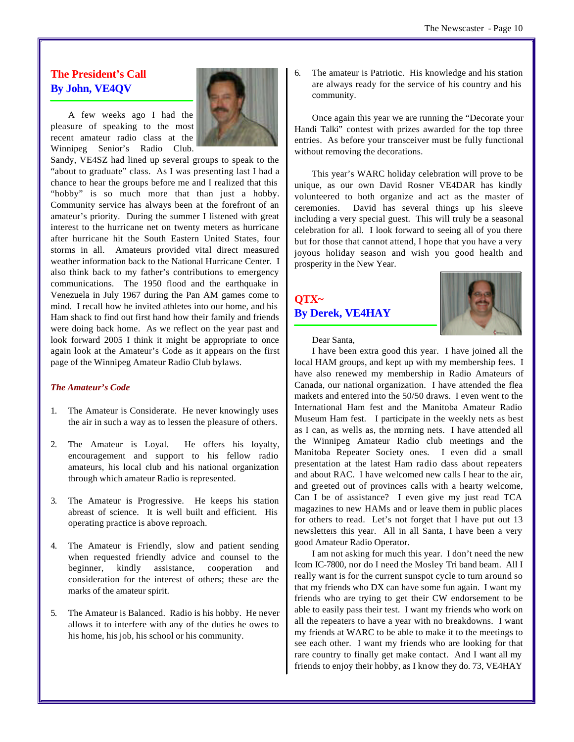## The President's Call
## By John, VE4QV

A few weeks ago I had the pleasure of speaking to the most recent amateur radio class at the Winnipeg Senior's Radio Club. Sandy, VE4SZ had lined up several groups to speak to the "about to graduate" class. As I was presenting last I had a chance to hear the groups before me and I realized that this "hobby" is so much more that than just a hobby. Community service has always been at the forefront of an amateur's priority. During the summer I listened with great interest to the hurricane net on twenty meters as hurricane after hurricane hit the South Eastern United States, four storms in all. Amateurs provided vital direct measured weather information back to the National Hurricane Center. I also think back to my father's contributions to emergency communications. The 1950 flood and the earthquake in Venezuela in July 1967 during the Pan AM games come to mind. I recall how he invited athletes into our home, and his Ham shack to find out first hand how their family and friends were doing back home. As we reflect on the year past and look forward 2005 I think it might be appropriate to once again look at the Amateur's Code as it appears on the first page of the Winnipeg Amateur Radio Club bylaws.

### *The Amateur's Code*

1. The Amateur is Considerate. He never knowingly uses the air in such a way as to lessen the pleasure of others.

2. The Amateur is Loyal. He offers his loyalty, encouragement and support to his fellow radio amateurs, his local club and his national organization through which amateur Radio is represented.

3. The Amateur is Progressive. He keeps his station abreast of science. It is well built and efficient. His operating practice is above reproach.

4. The Amateur is Friendly, slow and patient sending when requested friendly advice and counsel to the beginner, kindly assistance, cooperation and consideration for the interest of others; these are the marks of the amateur spirit.

5. The Amateur is Balanced. Radio is his hobby. He never allows it to interfere with any of the duties he owes to his home, his job, his school or his community.

6. The amateur is Patriotic. His knowledge and his station are always ready for the service of his country and his community.

Once again this year we are running the "Decorate your Handi Talki" contest with prizes awarded for the top three entries. As before your transceiver must be fully functional without removing the decorations.

This year's WARC holiday celebration will prove to be unique, as our own David Rosner VE4DAR has kindly volunteered to both organize and act as the master of ceremonies. David has several things up his sleeve including a very special guest. This will truly be a seasonal celebration for all. I look forward to seeing all of you there but for those that cannot attend, I hope that you have a very joyous holiday season and wish you good health and prosperity in the New Year.

## QTX~
## By Derek, VE4HAY

Dear Santa,

I have been extra good this year. I have joined all the local HAM groups, and kept up with my membership fees. I have also renewed my membership in Radio Amateurs of Canada, our national organization. I have attended the flea markets and entered into the 50/50 draws. I even went to the International Ham fest and the Manitoba Amateur Radio Museum Ham fest. I participate in the weekly nets as best as I can, as wells as, the morning nets. I have attended all the Winnipeg Amateur Radio club meetings and the Manitoba Repeater Society ones. I even did a small presentation at the latest Ham radio class about repeaters and about RAC. I have welcomed new calls I hear to the air, and greeted out of provinces calls with a hearty welcome, Can I be of assistance? I even give my just read TCA magazines to new HAMs and or leave them in public places for others to read. Let's not forget that I have put out 13 newsletters this year. All in all Santa, I have been a very good Amateur Radio Operator.

I am not asking for much this year. I don't need the new Icom IC-7800, nor do I need the Mosley Tri band beam. All I really want is for the current sunspot cycle to turn around so that my friends who DX can have some fun again. I want my friends who are trying to get their CW endorsement to be able to easily pass their test. I want my friends who work on all the repeaters to have a year with no breakdowns. I want my friends at WARC to be able to make it to the meetings to see each other. I want my friends who are looking for that rare country to finally get make contact. And I want all my friends to enjoy their hobby, as I know they do. 73, VE4HAY